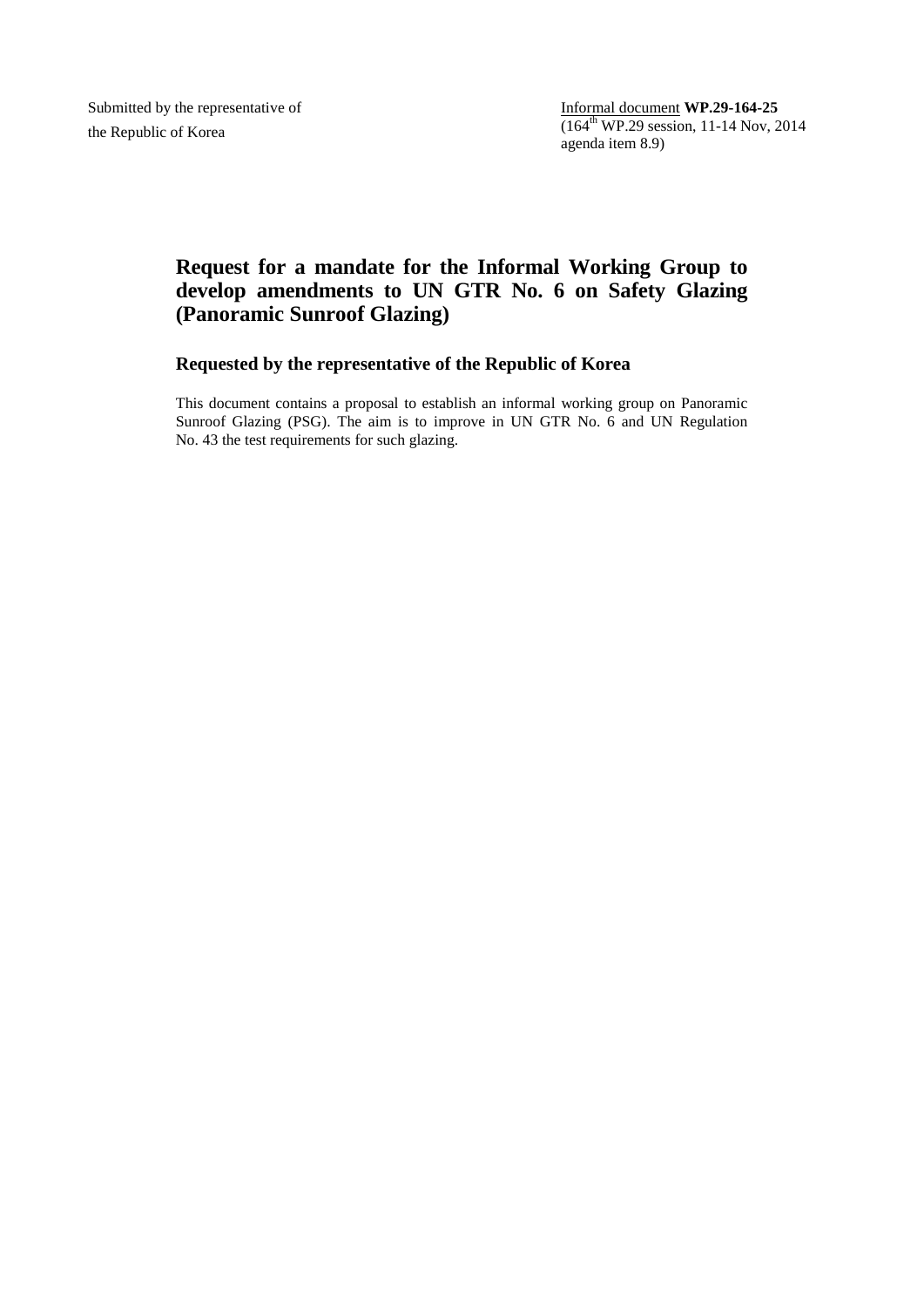Submitted by the representative of the Republic of Korea

Informal document **WP.29-164-25**
(164th WP.29 session, 11-14 Nov, 2014 agenda item 8.9)

# Request for a mandate for the Informal Working Group to develop amendments to UN GTR No. 6 on Safety Glazing (Panoramic Sunroof Glazing)

## Requested by the representative of the Republic of Korea

This document contains a proposal to establish an informal working group on Panoramic Sunroof Glazing (PSG). The aim is to improve in UN GTR No. 6 and UN Regulation No. 43 the test requirements for such glazing.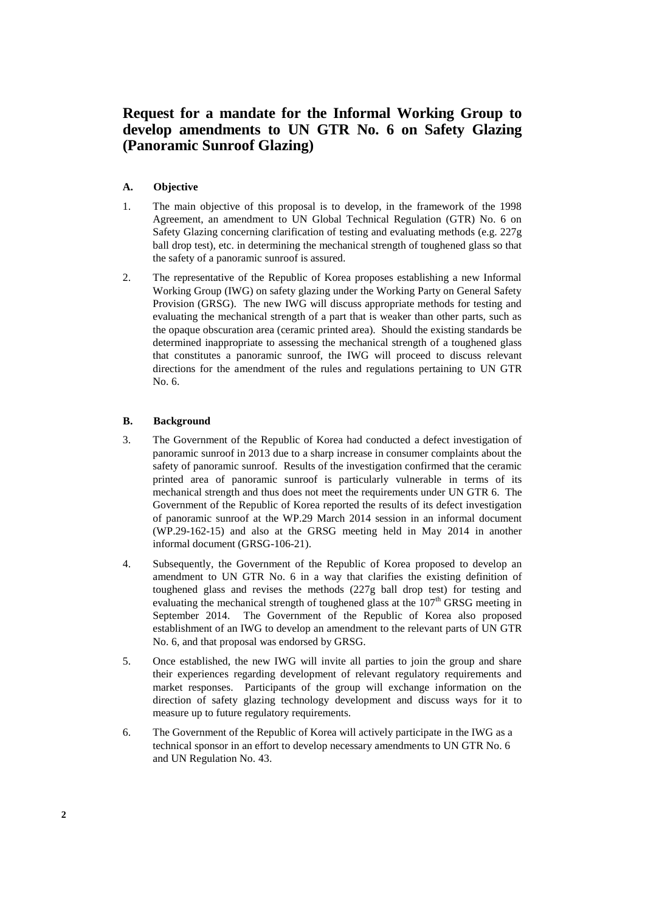# Request for a mandate for the Informal Working Group to develop amendments to UN GTR No. 6 on Safety Glazing (Panoramic Sunroof Glazing)

## A. Objective

1. The main objective of this proposal is to develop, in the framework of the 1998 Agreement, an amendment to UN Global Technical Regulation (GTR) No. 6 on Safety Glazing concerning clarification of testing and evaluating methods (e.g. 227g ball drop test), etc. in determining the mechanical strength of toughened glass so that the safety of a panoramic sunroof is assured.

2. The representative of the Republic of Korea proposes establishing a new Informal Working Group (IWG) on safety glazing under the Working Party on General Safety Provision (GRSG). The new IWG will discuss appropriate methods for testing and evaluating the mechanical strength of a part that is weaker than other parts, such as the opaque obscuration area (ceramic printed area). Should the existing standards be determined inappropriate to assessing the mechanical strength of a toughened glass that constitutes a panoramic sunroof, the IWG will proceed to discuss relevant directions for the amendment of the rules and regulations pertaining to UN GTR No. 6.

## B. Background

3. The Government of the Republic of Korea had conducted a defect investigation of panoramic sunroof in 2013 due to a sharp increase in consumer complaints about the safety of panoramic sunroof. Results of the investigation confirmed that the ceramic printed area of panoramic sunroof is particularly vulnerable in terms of its mechanical strength and thus does not meet the requirements under UN GTR 6. The Government of the Republic of Korea reported the results of its defect investigation of panoramic sunroof at the WP.29 March 2014 session in an informal document (WP.29-162-15) and also at the GRSG meeting held in May 2014 in another informal document (GRSG-106-21).

4. Subsequently, the Government of the Republic of Korea proposed to develop an amendment to UN GTR No. 6 in a way that clarifies the existing definition of toughened glass and revises the methods (227g ball drop test) for testing and evaluating the mechanical strength of toughened glass at the 107th GRSG meeting in September 2014. The Government of the Republic of Korea also proposed establishment of an IWG to develop an amendment to the relevant parts of UN GTR No. 6, and that proposal was endorsed by GRSG.

5. Once established, the new IWG will invite all parties to join the group and share their experiences regarding development of relevant regulatory requirements and market responses. Participants of the group will exchange information on the direction of safety glazing technology development and discuss ways for it to measure up to future regulatory requirements.

6. The Government of the Republic of Korea will actively participate in the IWG as a technical sponsor in an effort to develop necessary amendments to UN GTR No. 6 and UN Regulation No. 43.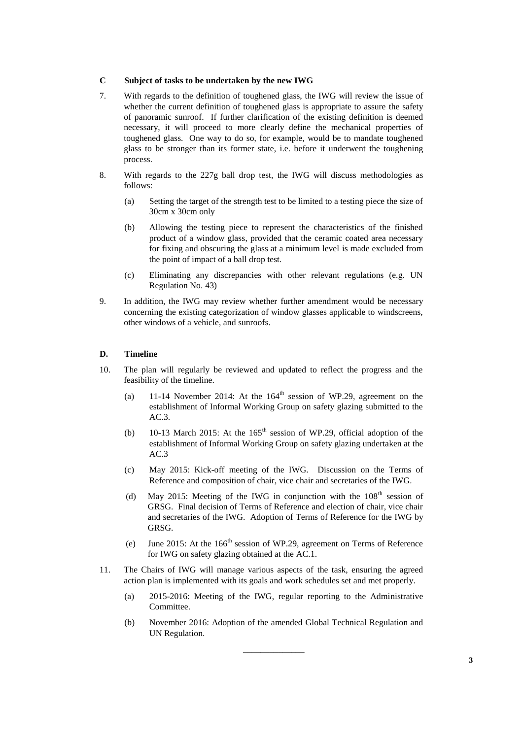## C Subject of tasks to be undertaken by the new IWG

7. With regards to the definition of toughened glass, the IWG will review the issue of whether the current definition of toughened glass is appropriate to assure the safety of panoramic sunroof. If further clarification of the existing definition is deemed necessary, it will proceed to more clearly define the mechanical properties of toughened glass. One way to do so, for example, would be to mandate toughened glass to be stronger than its former state, i.e. before it underwent the toughening process.

8. With regards to the 227g ball drop test, the IWG will discuss methodologies as follows:

   (a) Setting the target of the strength test to be limited to a testing piece the size of 30cm x 30cm only

   (b) Allowing the testing piece to represent the characteristics of the finished product of a window glass, provided that the ceramic coated area necessary for fixing and obscuring the glass at a minimum level is made excluded from the point of impact of a ball drop test.

   (c) Eliminating any discrepancies with other relevant regulations (e.g. UN Regulation No. 43)

9. In addition, the IWG may review whether further amendment would be necessary concerning the existing categorization of window glasses applicable to windscreens, other windows of a vehicle, and sunroofs.

## D. Timeline

10. The plan will regularly be reviewed and updated to reflect the progress and the feasibility of the timeline.

   (a) 11-14 November 2014: At the 164th session of WP.29, agreement on the establishment of Informal Working Group on safety glazing submitted to the AC.3.

   (b) 10-13 March 2015: At the 165th session of WP.29, official adoption of the establishment of Informal Working Group on safety glazing undertaken at the AC.3

   (c) May 2015: Kick-off meeting of the IWG. Discussion on the Terms of Reference and composition of chair, vice chair and secretaries of the IWG.

   (d) May 2015: Meeting of the IWG in conjunction with the 108th session of GRSG. Final decision of Terms of Reference and election of chair, vice chair and secretaries of the IWG. Adoption of Terms of Reference for the IWG by GRSG.

   (e) June 2015: At the 166th session of WP.29, agreement on Terms of Reference for IWG on safety glazing obtained at the AC.1.

11. The Chairs of IWG will manage various aspects of the task, ensuring the agreed action plan is implemented with its goals and work schedules set and met properly.

   (a) 2015-2016: Meeting of the IWG, regular reporting to the Administrative Committee.

   (b) November 2016: Adoption of the amended Global Technical Regulation and UN Regulation.

______________